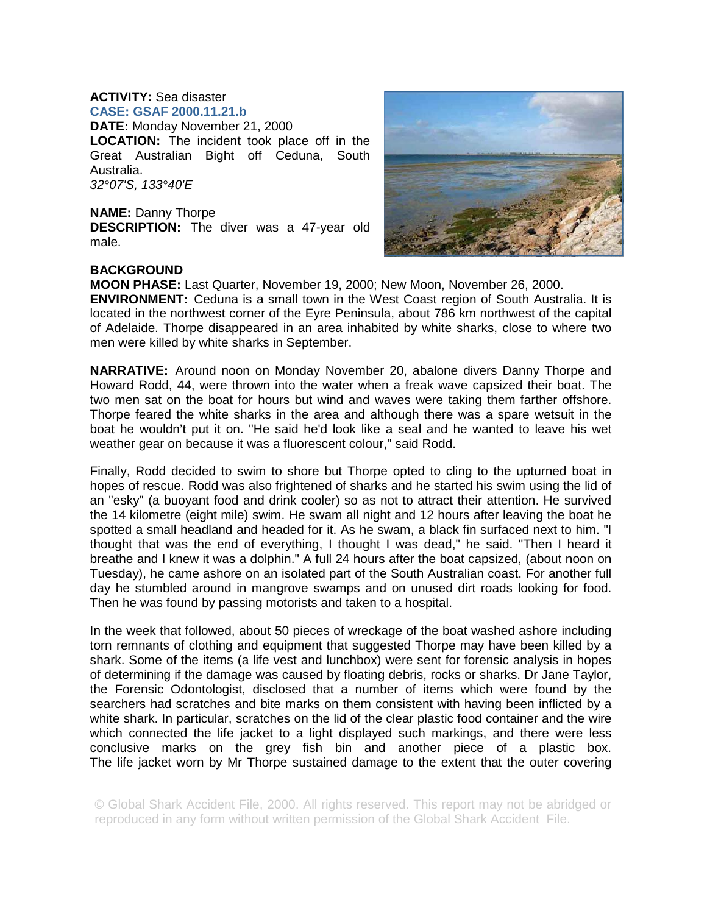**ACTIVITY:** Sea disaster
**CASE: GSAF 2000.11.21.b**
**DATE:** Monday November 21, 2000
**LOCATION:** The incident took place off in the Great Australian Bight off Ceduna, South Australia.
*32°07'S, 133°40'E*

**NAME:** Danny Thorpe
**DESCRIPTION:** The diver was a 47-year old male.

**BACKGROUND**

**MOON PHASE:** Last Quarter, November 19, 2000; New Moon, November 26, 2000.
**ENVIRONMENT:** Ceduna is a small town in the West Coast region of South Australia. It is located in the northwest corner of the Eyre Peninsula, about 786 km northwest of the capital of Adelaide. Thorpe disappeared in an area inhabited by white sharks, close to where two men were killed by white sharks in September.

**NARRATIVE:** Around noon on Monday November 20, abalone divers Danny Thorpe and Howard Rodd, 44, were thrown into the water when a freak wave capsized their boat. The two men sat on the boat for hours but wind and waves were taking them farther offshore. Thorpe feared the white sharks in the area and although there was a spare wetsuit in the boat he wouldn't put it on. "He said he'd look like a seal and he wanted to leave his wet weather gear on because it was a fluorescent colour," said Rodd.

Finally, Rodd decided to swim to shore but Thorpe opted to cling to the upturned boat in hopes of rescue. Rodd was also frightened of sharks and he started his swim using the lid of an "esky" (a buoyant food and drink cooler) so as not to attract their attention. He survived the 14 kilometre (eight mile) swim. He swam all night and 12 hours after leaving the boat he spotted a small headland and headed for it. As he swam, a black fin surfaced next to him. "I thought that was the end of everything, I thought I was dead," he said. "Then I heard it breathe and I knew it was a dolphin." A full 24 hours after the boat capsized, (about noon on Tuesday), he came ashore on an isolated part of the South Australian coast. For another full day he stumbled around in mangrove swamps and on unused dirt roads looking for food. Then he was found by passing motorists and taken to a hospital.

In the week that followed, about 50 pieces of wreckage of the boat washed ashore including torn remnants of clothing and equipment that suggested Thorpe may have been killed by a shark. Some of the items (a life vest and lunchbox) were sent for forensic analysis in hopes of determining if the damage was caused by floating debris, rocks or sharks. Dr Jane Taylor, the Forensic Odontologist, disclosed that a number of items which were found by the searchers had scratches and bite marks on them consistent with having been inflicted by a white shark. In particular, scratches on the lid of the clear plastic food container and the wire which connected the life jacket to a light displayed such markings, and there were less conclusive marks on the grey fish bin and another piece of a plastic box. The life jacket worn by Mr Thorpe sustained damage to the extent that the outer covering

© Global Shark Accident File, 2000. All rights reserved. This report may not be abridged or reproduced in any form without written permission of the Global Shark Accident File.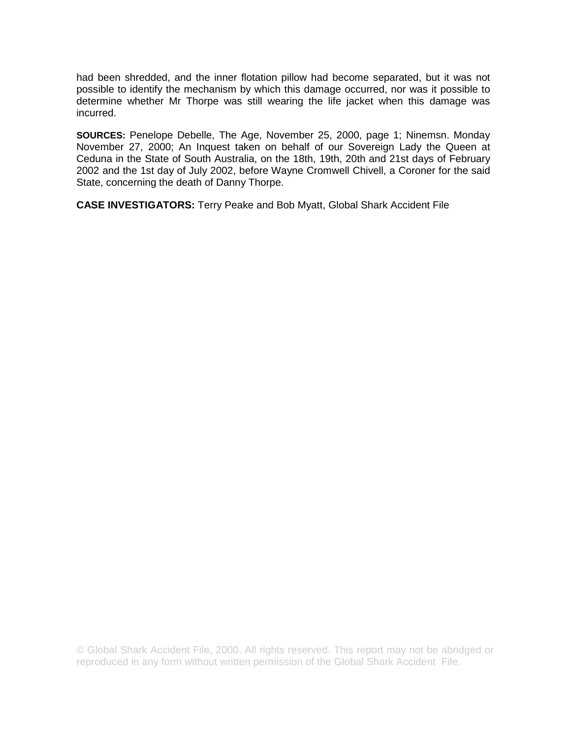had been shredded, and the inner flotation pillow had become separated, but it was not possible to identify the mechanism by which this damage occurred, nor was it possible to determine whether Mr Thorpe was still wearing the life jacket when this damage was incurred.

**SOURCES:** Penelope Debelle, The Age, November 25, 2000, page 1; Ninemsn. Monday November 27, 2000; An Inquest taken on behalf of our Sovereign Lady the Queen at Ceduna in the State of South Australia, on the 18th, 19th, 20th and 21st days of February 2002 and the 1st day of July 2002, before Wayne Cromwell Chivell, a Coroner for the said State, concerning the death of Danny Thorpe.

**CASE INVESTIGATORS:** Terry Peake and Bob Myatt, Global Shark Accident File

© Global Shark Accident File, 2000. All rights reserved. This report may not be abridged or reproduced in any form without written permission of the Global Shark Accident File.